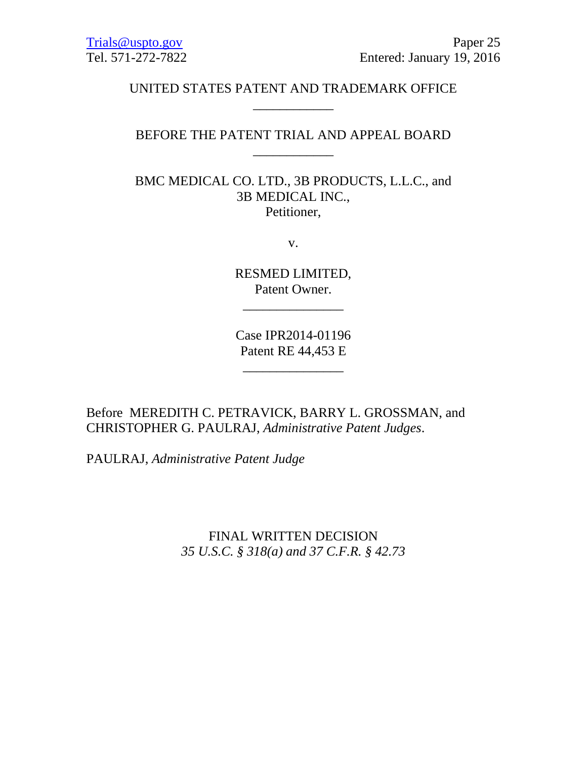Trials@uspto.gov
Tel. 571-272-7822

Paper 25
Entered: January 19, 2016

UNITED STATES PATENT AND TRADEMARK OFFICE

____________

BEFORE THE PATENT TRIAL AND APPEAL BOARD

____________

BMC MEDICAL CO. LTD., 3B PRODUCTS, L.L.C., and
3B MEDICAL INC.,
Petitioner,

v.

RESMED LIMITED,
Patent Owner.

_______________

Case IPR2014-01196
Patent RE 44,453 E

_______________

Before MEREDITH C. PETRAVICK, BARRY L. GROSSMAN, and CHRISTOPHER G. PAULRAJ, *Administrative Patent Judges*.

PAULRAJ, *Administrative Patent Judge*

FINAL WRITTEN DECISION
*35 U.S.C. § 318(a) and 37 C.F.R. § 42.73*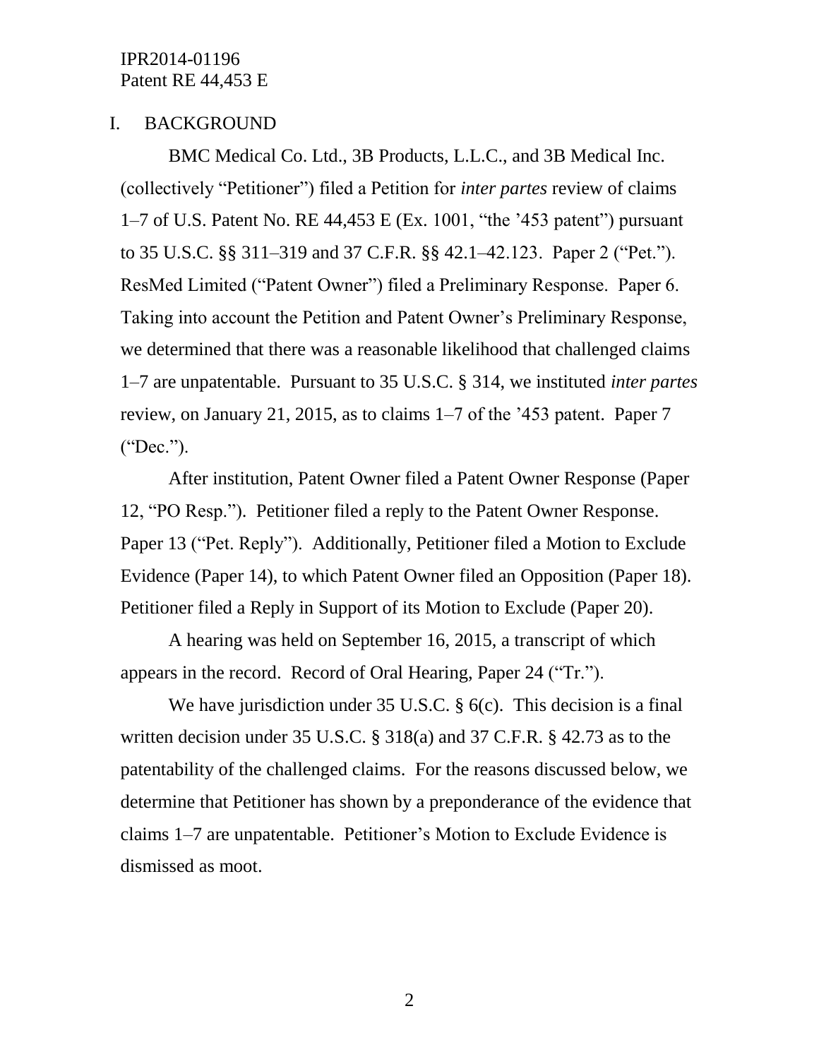## I. BACKGROUND

BMC Medical Co. Ltd., 3B Products, L.L.C., and 3B Medical Inc. (collectively "Petitioner") filed a Petition for *inter partes* review of claims 1–7 of U.S. Patent No. RE 44,453 E (Ex. 1001, "the '453 patent") pursuant to 35 U.S.C. §§ 311–319 and 37 C.F.R. §§ 42.1–42.123. Paper 2 ("Pet."). ResMed Limited ("Patent Owner") filed a Preliminary Response. Paper 6. Taking into account the Petition and Patent Owner's Preliminary Response, we determined that there was a reasonable likelihood that challenged claims 1–7 are unpatentable. Pursuant to 35 U.S.C. § 314, we instituted *inter partes* review, on January 21, 2015, as to claims 1–7 of the '453 patent. Paper 7 ("Dec.").

After institution, Patent Owner filed a Patent Owner Response (Paper 12, "PO Resp."). Petitioner filed a reply to the Patent Owner Response. Paper 13 ("Pet. Reply"). Additionally, Petitioner filed a Motion to Exclude Evidence (Paper 14), to which Patent Owner filed an Opposition (Paper 18). Petitioner filed a Reply in Support of its Motion to Exclude (Paper 20).

A hearing was held on September 16, 2015, a transcript of which appears in the record. Record of Oral Hearing, Paper 24 ("Tr.").

We have jurisdiction under 35 U.S.C. § 6(c). This decision is a final written decision under 35 U.S.C. § 318(a) and 37 C.F.R. § 42.73 as to the patentability of the challenged claims. For the reasons discussed below, we determine that Petitioner has shown by a preponderance of the evidence that claims 1–7 are unpatentable. Petitioner's Motion to Exclude Evidence is dismissed as moot.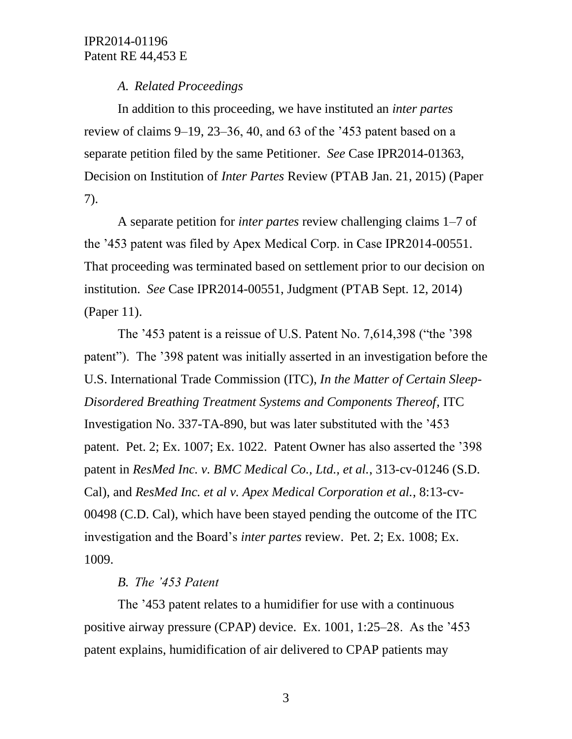### *A. Related Proceedings*

In addition to this proceeding, we have instituted an *inter partes* review of claims 9–19, 23–36, 40, and 63 of the '453 patent based on a separate petition filed by the same Petitioner. *See* Case IPR2014-01363, Decision on Institution of *Inter Partes* Review (PTAB Jan. 21, 2015) (Paper 7).

A separate petition for *inter partes* review challenging claims 1–7 of the '453 patent was filed by Apex Medical Corp. in Case IPR2014-00551. That proceeding was terminated based on settlement prior to our decision on institution. *See* Case IPR2014-00551, Judgment (PTAB Sept. 12, 2014) (Paper 11).

The '453 patent is a reissue of U.S. Patent No. 7,614,398 ("the '398 patent"). The '398 patent was initially asserted in an investigation before the U.S. International Trade Commission (ITC), *In the Matter of Certain Sleep-Disordered Breathing Treatment Systems and Components Thereof*, ITC Investigation No. 337-TA-890, but was later substituted with the '453 patent. Pet. 2; Ex. 1007; Ex. 1022. Patent Owner has also asserted the '398 patent in *ResMed Inc. v. BMC Medical Co., Ltd., et al.*, 313-cv-01246 (S.D. Cal), and *ResMed Inc. et al v. Apex Medical Corporation et al.*, 8:13-cv-00498 (C.D. Cal), which have been stayed pending the outcome of the ITC investigation and the Board's *inter partes* review. Pet. 2; Ex. 1008; Ex. 1009.

### *B. The '453 Patent*

The '453 patent relates to a humidifier for use with a continuous positive airway pressure (CPAP) device. Ex. 1001, 1:25–28. As the '453 patent explains, humidification of air delivered to CPAP patients may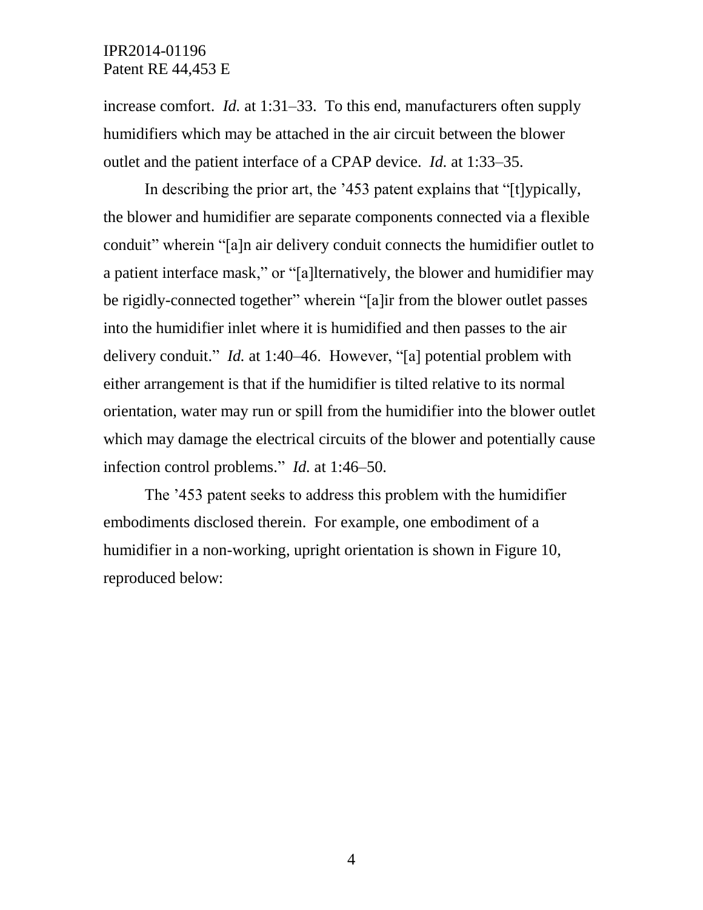increase comfort. *Id.* at 1:31–33. To this end, manufacturers often supply humidifiers which may be attached in the air circuit between the blower outlet and the patient interface of a CPAP device. *Id.* at 1:33–35.

In describing the prior art, the '453 patent explains that "[t]ypically, the blower and humidifier are separate components connected via a flexible conduit" wherein "[a]n air delivery conduit connects the humidifier outlet to a patient interface mask," or "[a]lternatively, the blower and humidifier may be rigidly-connected together" wherein "[a]ir from the blower outlet passes into the humidifier inlet where it is humidified and then passes to the air delivery conduit." *Id.* at 1:40–46. However, "[a] potential problem with either arrangement is that if the humidifier is tilted relative to its normal orientation, water may run or spill from the humidifier into the blower outlet which may damage the electrical circuits of the blower and potentially cause infection control problems." *Id.* at 1:46–50.

The '453 patent seeks to address this problem with the humidifier embodiments disclosed therein. For example, one embodiment of a humidifier in a non-working, upright orientation is shown in Figure 10, reproduced below: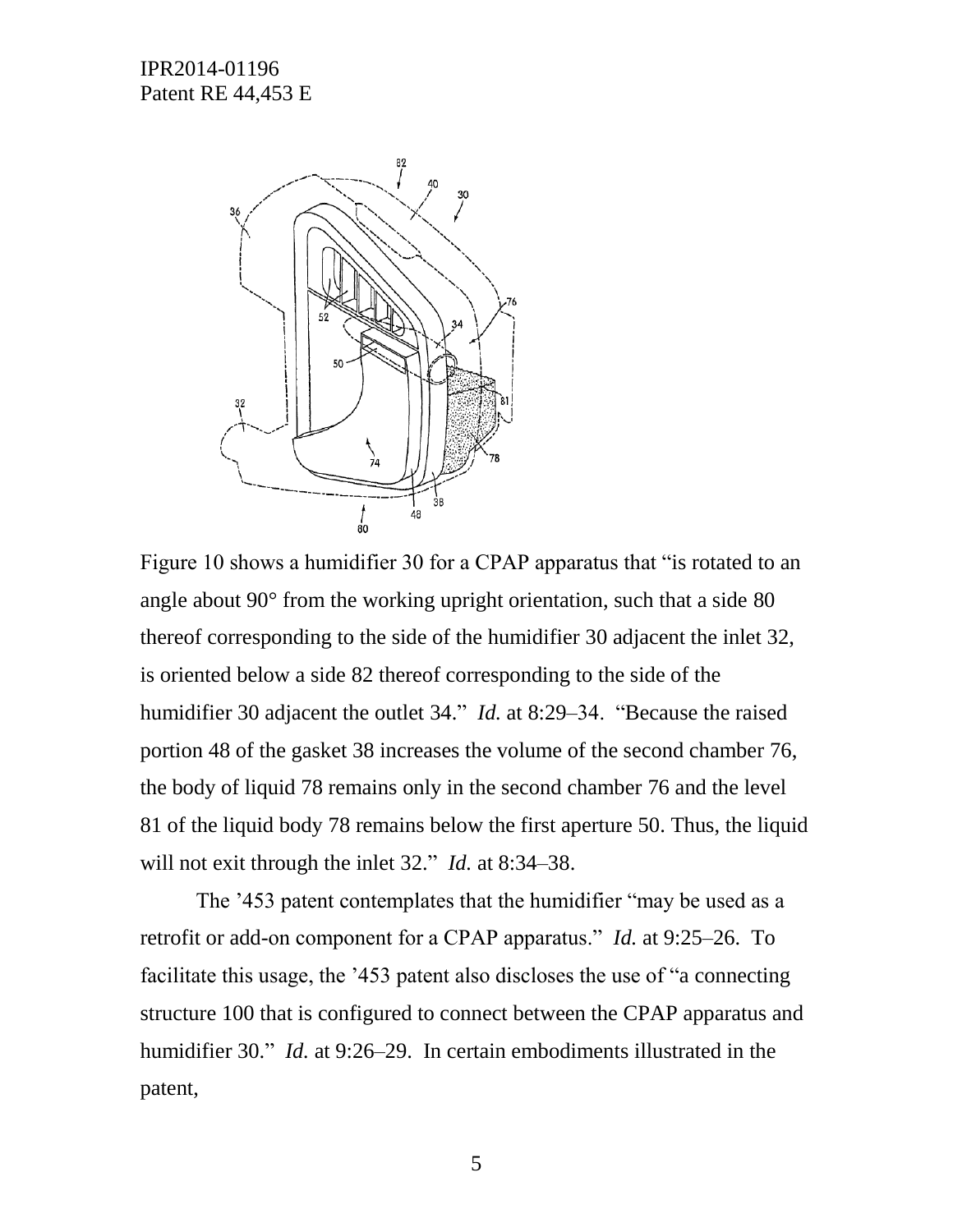Figure 10 shows a humidifier 30 for a CPAP apparatus that "is rotated to an angle about 90° from the working upright orientation, such that a side 80 thereof corresponding to the side of the humidifier 30 adjacent the inlet 32, is oriented below a side 82 thereof corresponding to the side of the humidifier 30 adjacent the outlet 34." *Id.* at 8:29–34. "Because the raised portion 48 of the gasket 38 increases the volume of the second chamber 76, the body of liquid 78 remains only in the second chamber 76 and the level 81 of the liquid body 78 remains below the first aperture 50. Thus, the liquid will not exit through the inlet 32." *Id.* at 8:34–38.

The '453 patent contemplates that the humidifier "may be used as a retrofit or add-on component for a CPAP apparatus." *Id.* at 9:25–26. To facilitate this usage, the '453 patent also discloses the use of "a connecting structure 100 that is configured to connect between the CPAP apparatus and humidifier 30." *Id.* at 9:26–29. In certain embodiments illustrated in the patent,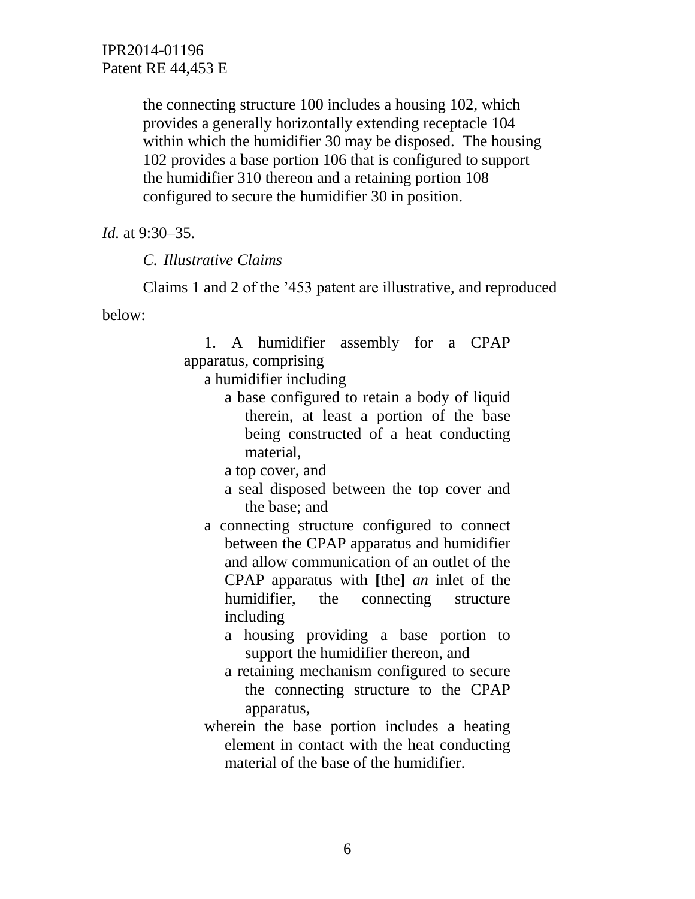> the connecting structure 100 includes a housing 102, which provides a generally horizontally extending receptacle 104 within which the humidifier 30 may be disposed. The housing 102 provides a base portion 106 that is configured to support the humidifier 310 thereon and a retaining portion 108 configured to secure the humidifier 30 in position.

*Id.* at 9:30–35.

*C. Illustrative Claims*

Claims 1 and 2 of the '453 patent are illustrative, and reproduced below:

> 1. A humidifier assembly for a CPAP apparatus, comprising
>
> a humidifier including
>
> a base configured to retain a body of liquid therein, at least a portion of the base being constructed of a heat conducting material,
>
> a top cover, and
>
> a seal disposed between the top cover and the base; and
>
> a connecting structure configured to connect between the CPAP apparatus and humidifier and allow communication of an outlet of the CPAP apparatus with **[**the**]** *an* inlet of the humidifier, the connecting structure including
>
> a housing providing a base portion to support the humidifier thereon, and
>
> a retaining mechanism configured to secure the connecting structure to the CPAP apparatus,
>
> wherein the base portion includes a heating element in contact with the heat conducting material of the base of the humidifier.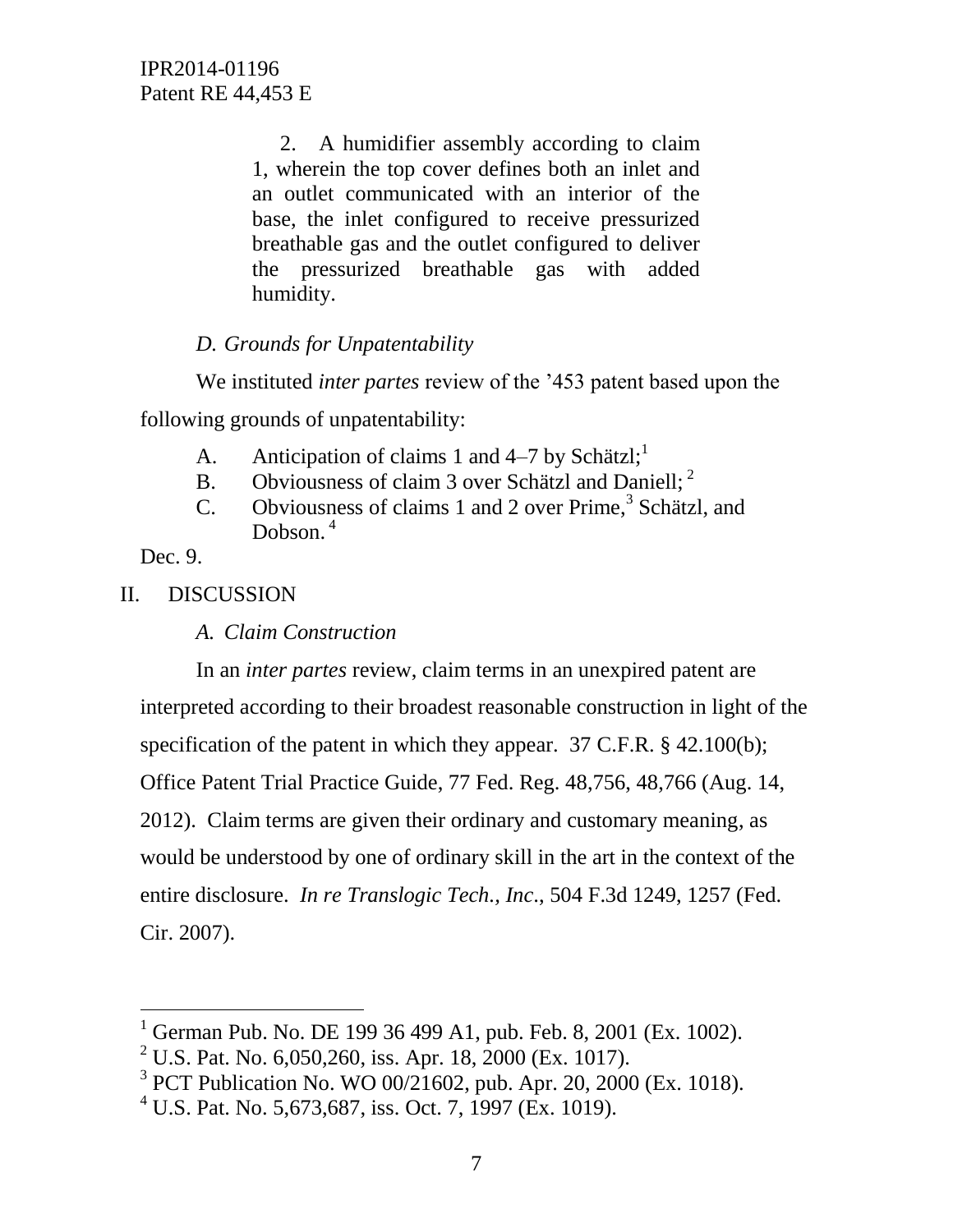> 2. A humidifier assembly according to claim 1, wherein the top cover defines both an inlet and an outlet communicated with an interior of the base, the inlet configured to receive pressurized breathable gas and the outlet configured to deliver the pressurized breathable gas with added humidity.

*D. Grounds for Unpatentability*

We instituted *inter partes* review of the '453 patent based upon the following grounds of unpatentability:

A. Anticipation of claims 1 and 4–7 by Schätzl;[1]
B. Obviousness of claim 3 over Schätzl and Daniell;[2]
C. Obviousness of claims 1 and 2 over Prime,[3] Schätzl, and Dobson.[4]

Dec. 9.

## II. DISCUSSION

*A. Claim Construction*

In an *inter partes* review, claim terms in an unexpired patent are interpreted according to their broadest reasonable construction in light of the specification of the patent in which they appear. 37 C.F.R. § 42.100(b); Office Patent Trial Practice Guide, 77 Fed. Reg. 48,756, 48,766 (Aug. 14, 2012). Claim terms are given their ordinary and customary meaning, as would be understood by one of ordinary skill in the art in the context of the entire disclosure. *In re Translogic Tech., Inc.*, 504 F.3d 1249, 1257 (Fed. Cir. 2007).

---

[1] German Pub. No. DE 199 36 499 A1, pub. Feb. 8, 2001 (Ex. 1002).
[2] U.S. Pat. No. 6,050,260, iss. Apr. 18, 2000 (Ex. 1017).
[3] PCT Publication No. WO 00/21602, pub. Apr. 20, 2000 (Ex. 1018).
[4] U.S. Pat. No. 5,673,687, iss. Oct. 7, 1997 (Ex. 1019).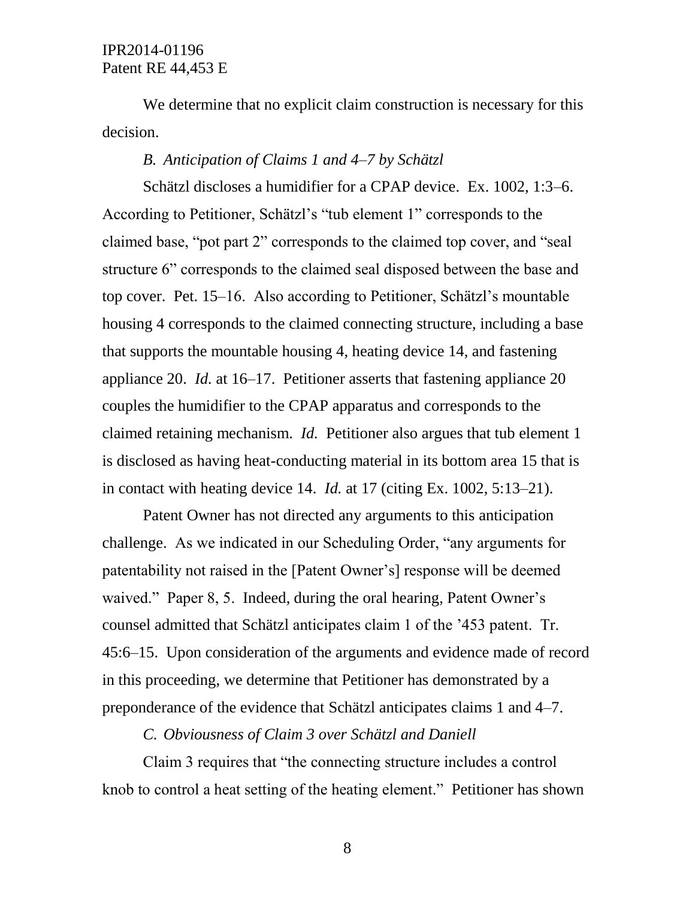We determine that no explicit claim construction is necessary for this decision.

*B. Anticipation of Claims 1 and 4–7 by Schätzl*

Schätzl discloses a humidifier for a CPAP device. Ex. 1002, 1:3–6. According to Petitioner, Schätzl's "tub element 1" corresponds to the claimed base, "pot part 2" corresponds to the claimed top cover, and "seal structure 6" corresponds to the claimed seal disposed between the base and top cover. Pet. 15–16. Also according to Petitioner, Schätzl's mountable housing 4 corresponds to the claimed connecting structure, including a base that supports the mountable housing 4, heating device 14, and fastening appliance 20. *Id.* at 16–17. Petitioner asserts that fastening appliance 20 couples the humidifier to the CPAP apparatus and corresponds to the claimed retaining mechanism. *Id.* Petitioner also argues that tub element 1 is disclosed as having heat-conducting material in its bottom area 15 that is in contact with heating device 14. *Id.* at 17 (citing Ex. 1002, 5:13–21).

Patent Owner has not directed any arguments to this anticipation challenge. As we indicated in our Scheduling Order, "any arguments for patentability not raised in the [Patent Owner's] response will be deemed waived." Paper 8, 5. Indeed, during the oral hearing, Patent Owner's counsel admitted that Schätzl anticipates claim 1 of the '453 patent. Tr. 45:6–15. Upon consideration of the arguments and evidence made of record in this proceeding, we determine that Petitioner has demonstrated by a preponderance of the evidence that Schätzl anticipates claims 1 and 4–7.

*C. Obviousness of Claim 3 over Schätzl and Daniell*

Claim 3 requires that "the connecting structure includes a control knob to control a heat setting of the heating element." Petitioner has shown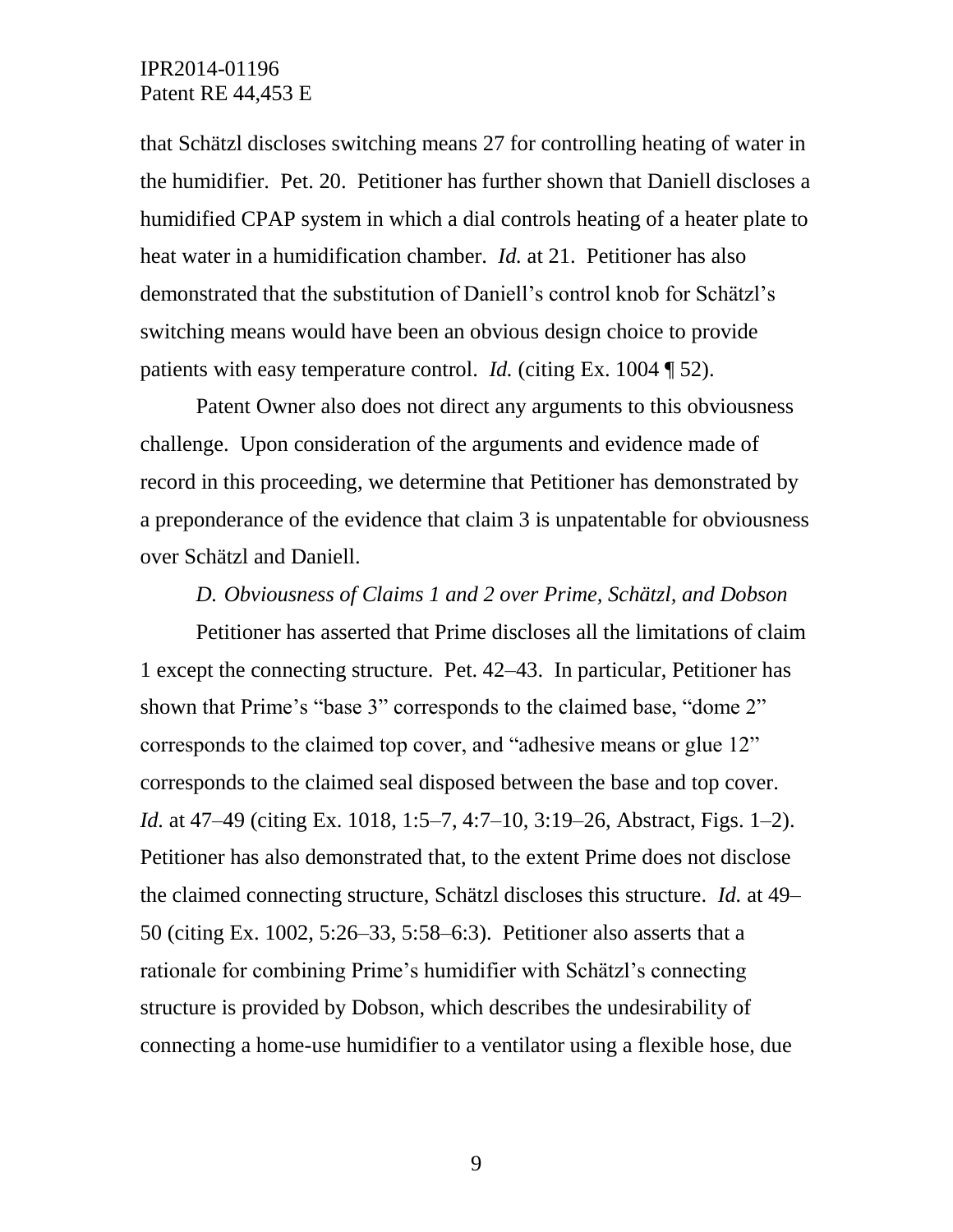that Schätzl discloses switching means 27 for controlling heating of water in the humidifier. Pet. 20. Petitioner has further shown that Daniell discloses a humidified CPAP system in which a dial controls heating of a heater plate to heat water in a humidification chamber. *Id.* at 21. Petitioner has also demonstrated that the substitution of Daniell's control knob for Schätzl's switching means would have been an obvious design choice to provide patients with easy temperature control. *Id.* (citing Ex. 1004 ¶ 52).

Patent Owner also does not direct any arguments to this obviousness challenge. Upon consideration of the arguments and evidence made of record in this proceeding, we determine that Petitioner has demonstrated by a preponderance of the evidence that claim 3 is unpatentable for obviousness over Schätzl and Daniell.

### *D. Obviousness of Claims 1 and 2 over Prime, Schätzl, and Dobson*

Petitioner has asserted that Prime discloses all the limitations of claim 1 except the connecting structure. Pet. 42–43. In particular, Petitioner has shown that Prime's "base 3" corresponds to the claimed base, "dome 2" corresponds to the claimed top cover, and "adhesive means or glue 12" corresponds to the claimed seal disposed between the base and top cover. *Id.* at 47–49 (citing Ex. 1018, 1:5–7, 4:7–10, 3:19–26, Abstract, Figs. 1–2). Petitioner has also demonstrated that, to the extent Prime does not disclose the claimed connecting structure, Schätzl discloses this structure. *Id.* at 49–50 (citing Ex. 1002, 5:26–33, 5:58–6:3). Petitioner also asserts that a rationale for combining Prime's humidifier with Schätzl's connecting structure is provided by Dobson, which describes the undesirability of connecting a home-use humidifier to a ventilator using a flexible hose, due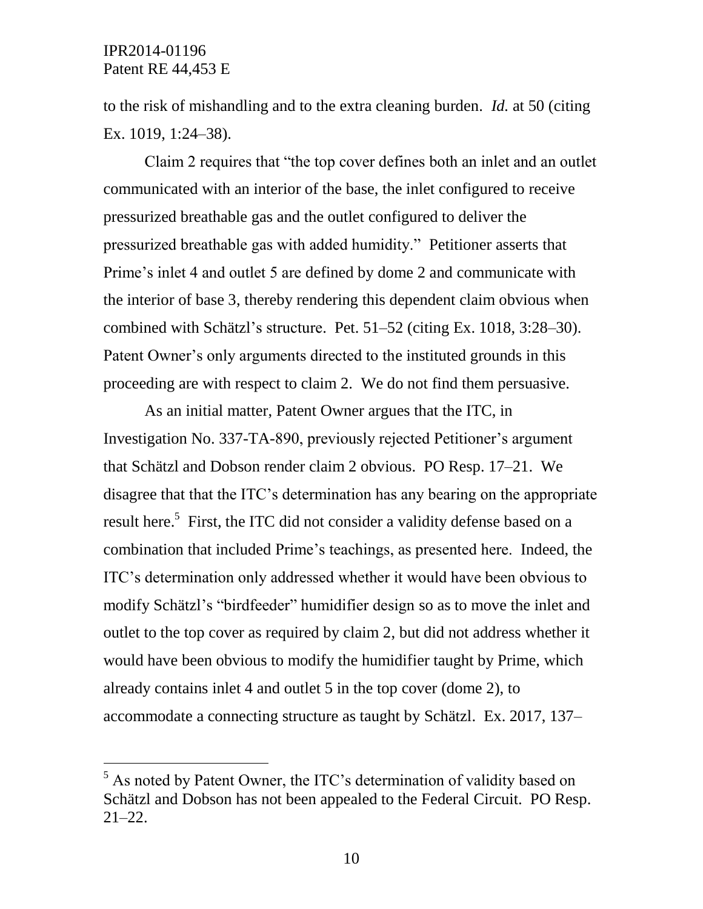to the risk of mishandling and to the extra cleaning burden. *Id.* at 50 (citing Ex. 1019, 1:24–38).

Claim 2 requires that "the top cover defines both an inlet and an outlet communicated with an interior of the base, the inlet configured to receive pressurized breathable gas and the outlet configured to deliver the pressurized breathable gas with added humidity." Petitioner asserts that Prime's inlet 4 and outlet 5 are defined by dome 2 and communicate with the interior of base 3, thereby rendering this dependent claim obvious when combined with Schätzl's structure. Pet. 51–52 (citing Ex. 1018, 3:28–30). Patent Owner's only arguments directed to the instituted grounds in this proceeding are with respect to claim 2. We do not find them persuasive.

As an initial matter, Patent Owner argues that the ITC, in Investigation No. 337-TA-890, previously rejected Petitioner's argument that Schätzl and Dobson render claim 2 obvious. PO Resp. 17–21. We disagree that that the ITC's determination has any bearing on the appropriate result here.[5] First, the ITC did not consider a validity defense based on a combination that included Prime's teachings, as presented here. Indeed, the ITC's determination only addressed whether it would have been obvious to modify Schätzl's "birdfeeder" humidifier design so as to move the inlet and outlet to the top cover as required by claim 2, but did not address whether it would have been obvious to modify the humidifier taught by Prime, which already contains inlet 4 and outlet 5 in the top cover (dome 2), to accommodate a connecting structure as taught by Schätzl. Ex. 2017, 137–

[5] As noted by Patent Owner, the ITC's determination of validity based on Schätzl and Dobson has not been appealed to the Federal Circuit. PO Resp. 21–22.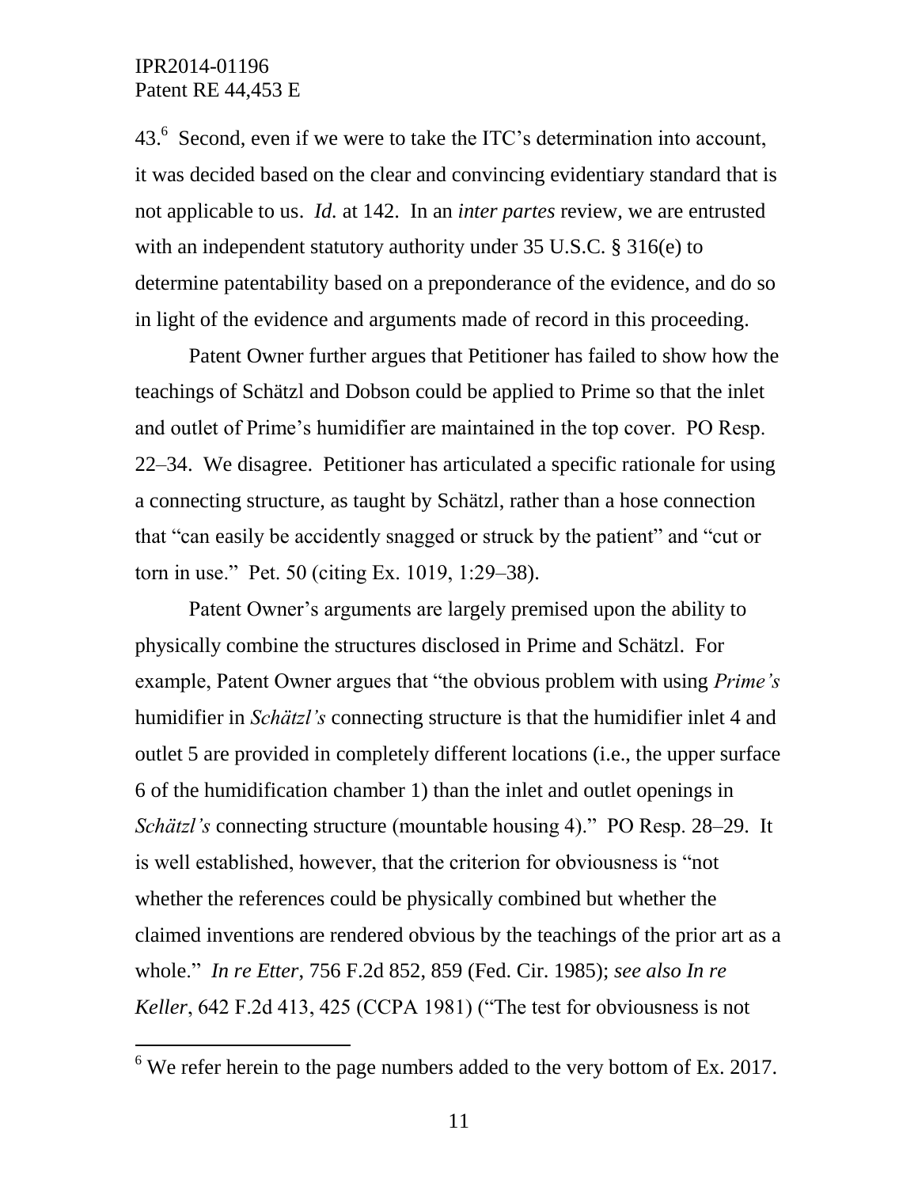43.[6] Second, even if we were to take the ITC's determination into account, it was decided based on the clear and convincing evidentiary standard that is not applicable to us. *Id.* at 142. In an *inter partes* review, we are entrusted with an independent statutory authority under 35 U.S.C. § 316(e) to determine patentability based on a preponderance of the evidence, and do so in light of the evidence and arguments made of record in this proceeding.

Patent Owner further argues that Petitioner has failed to show how the teachings of Schätzl and Dobson could be applied to Prime so that the inlet and outlet of Prime's humidifier are maintained in the top cover. PO Resp. 22–34. We disagree. Petitioner has articulated a specific rationale for using a connecting structure, as taught by Schätzl, rather than a hose connection that "can easily be accidently snagged or struck by the patient" and "cut or torn in use." Pet. 50 (citing Ex. 1019, 1:29–38).

Patent Owner's arguments are largely premised upon the ability to physically combine the structures disclosed in Prime and Schätzl. For example, Patent Owner argues that "the obvious problem with using *Prime's* humidifier in *Schätzl's* connecting structure is that the humidifier inlet 4 and outlet 5 are provided in completely different locations (i.e., the upper surface 6 of the humidification chamber 1) than the inlet and outlet openings in *Schätzl's* connecting structure (mountable housing 4)." PO Resp. 28–29. It is well established, however, that the criterion for obviousness is "not whether the references could be physically combined but whether the claimed inventions are rendered obvious by the teachings of the prior art as a whole." *In re Etter*, 756 F.2d 852, 859 (Fed. Cir. 1985); *see also In re Keller*, 642 F.2d 413, 425 (CCPA 1981) ("The test for obviousness is not

---

[6] We refer herein to the page numbers added to the very bottom of Ex. 2017.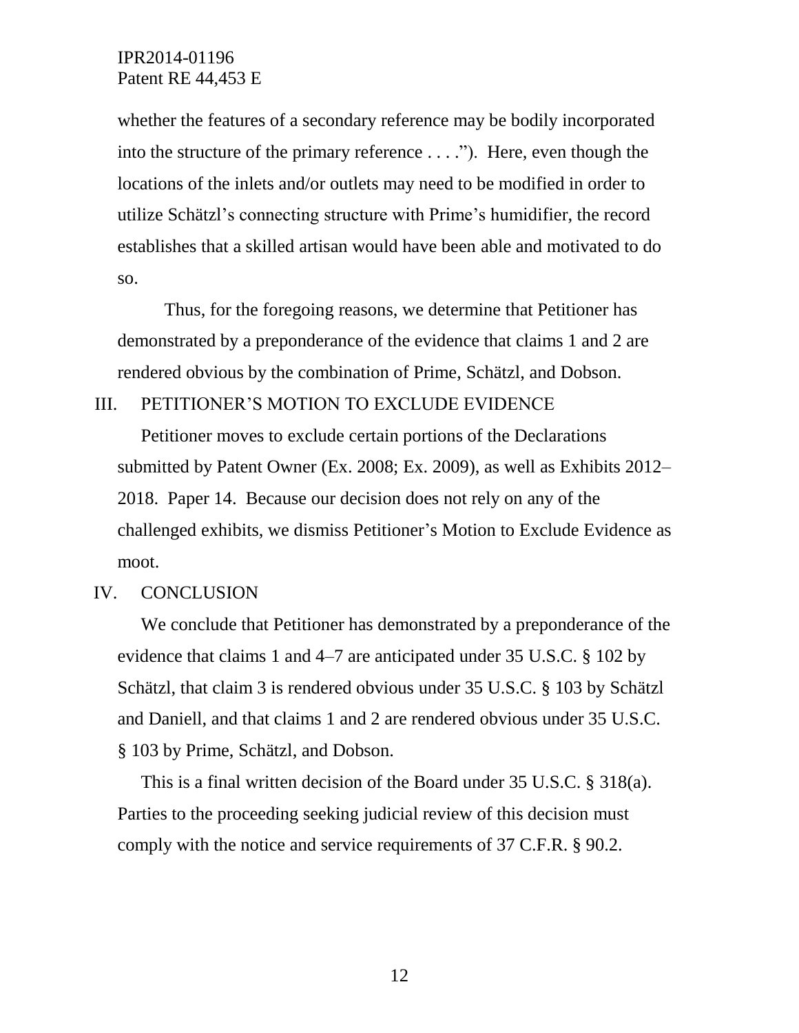whether the features of a secondary reference may be bodily incorporated into the structure of the primary reference . . . ."). Here, even though the locations of the inlets and/or outlets may need to be modified in order to utilize Schätzl's connecting structure with Prime's humidifier, the record establishes that a skilled artisan would have been able and motivated to do so.

Thus, for the foregoing reasons, we determine that Petitioner has demonstrated by a preponderance of the evidence that claims 1 and 2 are rendered obvious by the combination of Prime, Schätzl, and Dobson.

## III. PETITIONER'S MOTION TO EXCLUDE EVIDENCE

Petitioner moves to exclude certain portions of the Declarations submitted by Patent Owner (Ex. 2008; Ex. 2009), as well as Exhibits 2012–2018. Paper 14. Because our decision does not rely on any of the challenged exhibits, we dismiss Petitioner's Motion to Exclude Evidence as moot.

## IV. CONCLUSION

We conclude that Petitioner has demonstrated by a preponderance of the evidence that claims 1 and 4–7 are anticipated under 35 U.S.C. § 102 by Schätzl, that claim 3 is rendered obvious under 35 U.S.C. § 103 by Schätzl and Daniell, and that claims 1 and 2 are rendered obvious under 35 U.S.C. § 103 by Prime, Schätzl, and Dobson.

This is a final written decision of the Board under 35 U.S.C. § 318(a). Parties to the proceeding seeking judicial review of this decision must comply with the notice and service requirements of 37 C.F.R. § 90.2.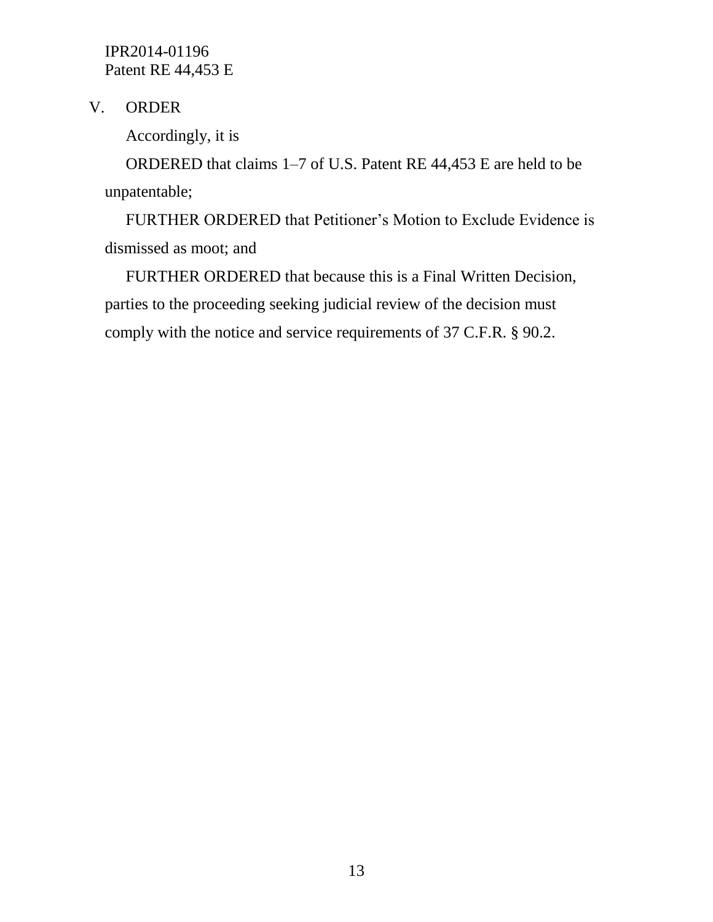## V. ORDER

Accordingly, it is

ORDERED that claims 1–7 of U.S. Patent RE 44,453 E are held to be unpatentable;

FURTHER ORDERED that Petitioner's Motion to Exclude Evidence is dismissed as moot; and

FURTHER ORDERED that because this is a Final Written Decision, parties to the proceeding seeking judicial review of the decision must comply with the notice and service requirements of 37 C.F.R. § 90.2.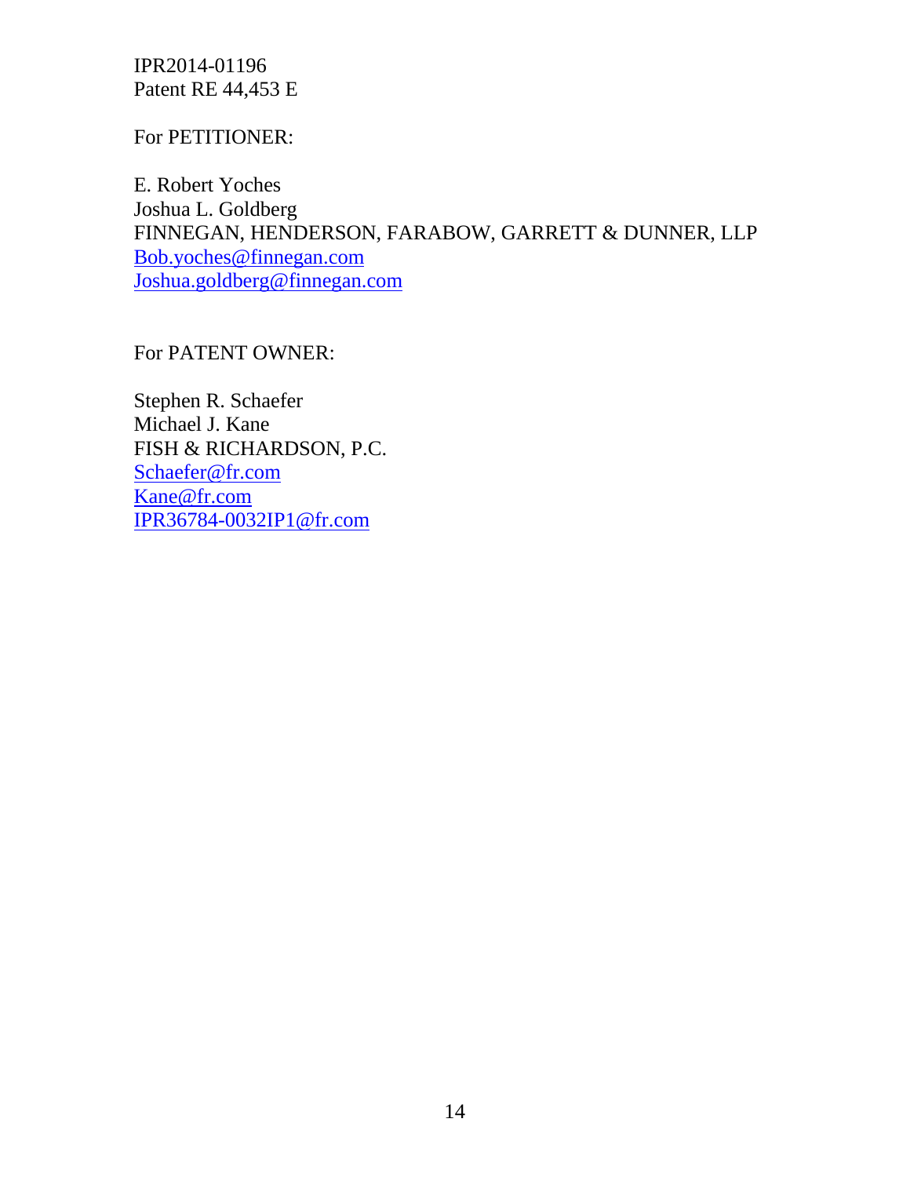IPR2014-01196
Patent RE 44,453 E

For PETITIONER:

E. Robert Yoches
Joshua L. Goldberg
FINNEGAN, HENDERSON, FARABOW, GARRETT & DUNNER, LLP
Bob.yoches@finnegan.com
Joshua.goldberg@finnegan.com

For PATENT OWNER:

Stephen R. Schaefer
Michael J. Kane
FISH & RICHARDSON, P.C.
Schaefer@fr.com
Kane@fr.com
IPR36784-0032IP1@fr.com